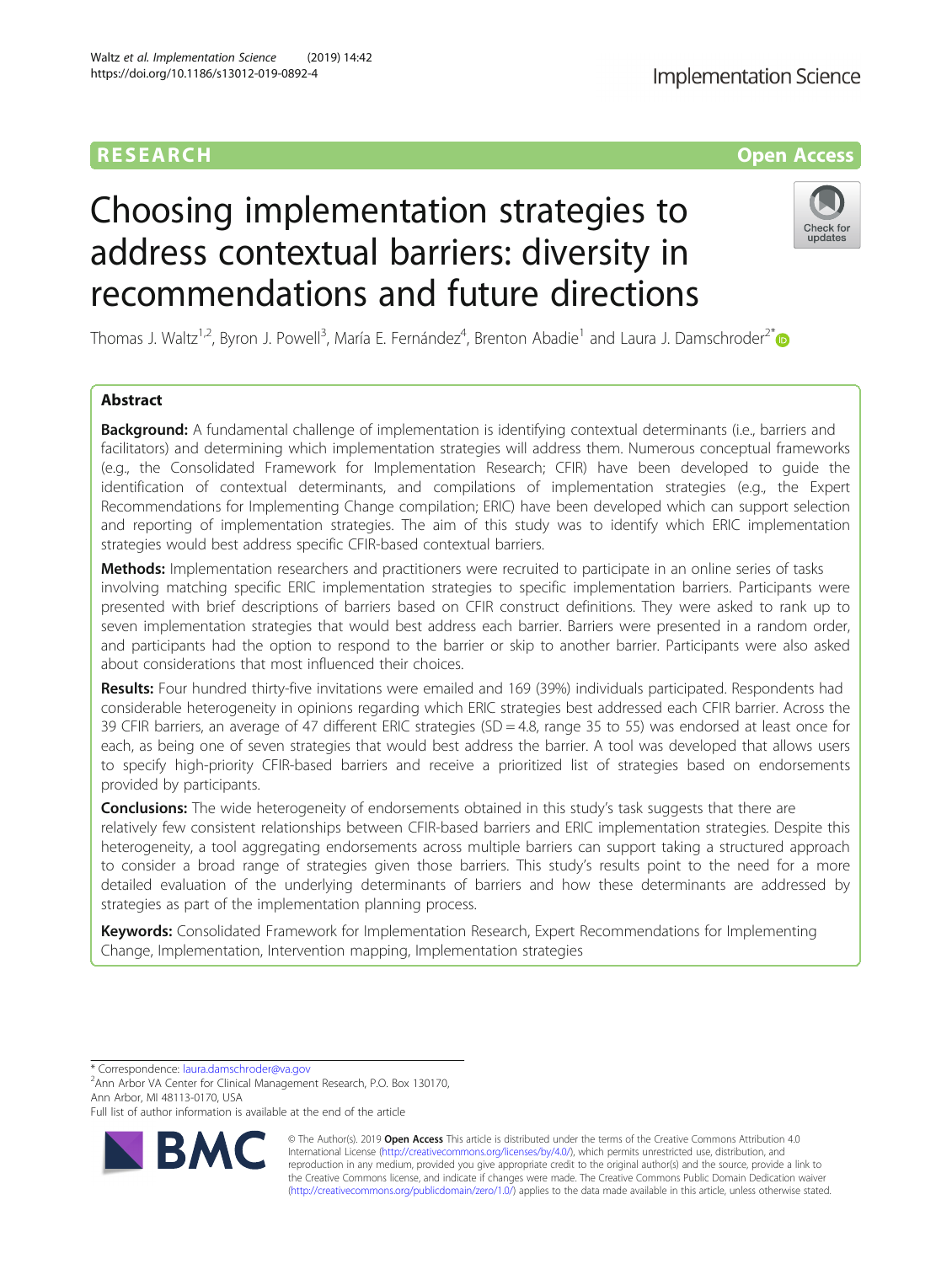RESEARCH

Open Access

# Choosing implementation strategies to address contextual barriers: diversity in recommendations and future directions

Thomas J. Waltz[1,2], Byron J. Powell[3], María E. Fernández[4], Brenton Abadie[1] and Laura J. Damschroder[2*]

## Abstract

**Background:** A fundamental challenge of implementation is identifying contextual determinants (i.e., barriers and facilitators) and determining which implementation strategies will address them. Numerous conceptual frameworks (e.g., the Consolidated Framework for Implementation Research; CFIR) have been developed to guide the identification of contextual determinants, and compilations of implementation strategies (e.g., the Expert Recommendations for Implementing Change compilation; ERIC) have been developed which can support selection and reporting of implementation strategies. The aim of this study was to identify which ERIC implementation strategies would best address specific CFIR-based contextual barriers.

**Methods:** Implementation researchers and practitioners were recruited to participate in an online series of tasks involving matching specific ERIC implementation strategies to specific implementation barriers. Participants were presented with brief descriptions of barriers based on CFIR construct definitions. They were asked to rank up to seven implementation strategies that would best address each barrier. Barriers were presented in a random order, and participants had the option to respond to the barrier or skip to another barrier. Participants were also asked about considerations that most influenced their choices.

**Results:** Four hundred thirty-five invitations were emailed and 169 (39%) individuals participated. Respondents had considerable heterogeneity in opinions regarding which ERIC strategies best addressed each CFIR barrier. Across the 39 CFIR barriers, an average of 47 different ERIC strategies (SD = 4.8, range 35 to 55) was endorsed at least once for each, as being one of seven strategies that would best address the barrier. A tool was developed that allows users to specify high-priority CFIR-based barriers and receive a prioritized list of strategies based on endorsements provided by participants.

**Conclusions:** The wide heterogeneity of endorsements obtained in this study's task suggests that there are relatively few consistent relationships between CFIR-based barriers and ERIC implementation strategies. Despite this heterogeneity, a tool aggregating endorsements across multiple barriers can support taking a structured approach to consider a broad range of strategies given those barriers. This study's results point to the need for a more detailed evaluation of the underlying determinants of barriers and how these determinants are addressed by strategies as part of the implementation planning process.

**Keywords:** Consolidated Framework for Implementation Research, Expert Recommendations for Implementing Change, Implementation, Intervention mapping, Implementation strategies

\* Correspondence: laura.damschroder@va.gov
[2]Ann Arbor VA Center for Clinical Management Research, P.O. Box 130170, Ann Arbor, MI 48113-0170, USA
Full list of author information is available at the end of the article

© The Author(s). 2019 **Open Access** This article is distributed under the terms of the Creative Commons Attribution 4.0 International License (http://creativecommons.org/licenses/by/4.0/), which permits unrestricted use, distribution, and reproduction in any medium, provided you give appropriate credit to the original author(s) and the source, provide a link to the Creative Commons license, and indicate if changes were made. The Creative Commons Public Domain Dedication waiver (http://creativecommons.org/publicdomain/zero/1.0/) applies to the data made available in this article, unless otherwise stated.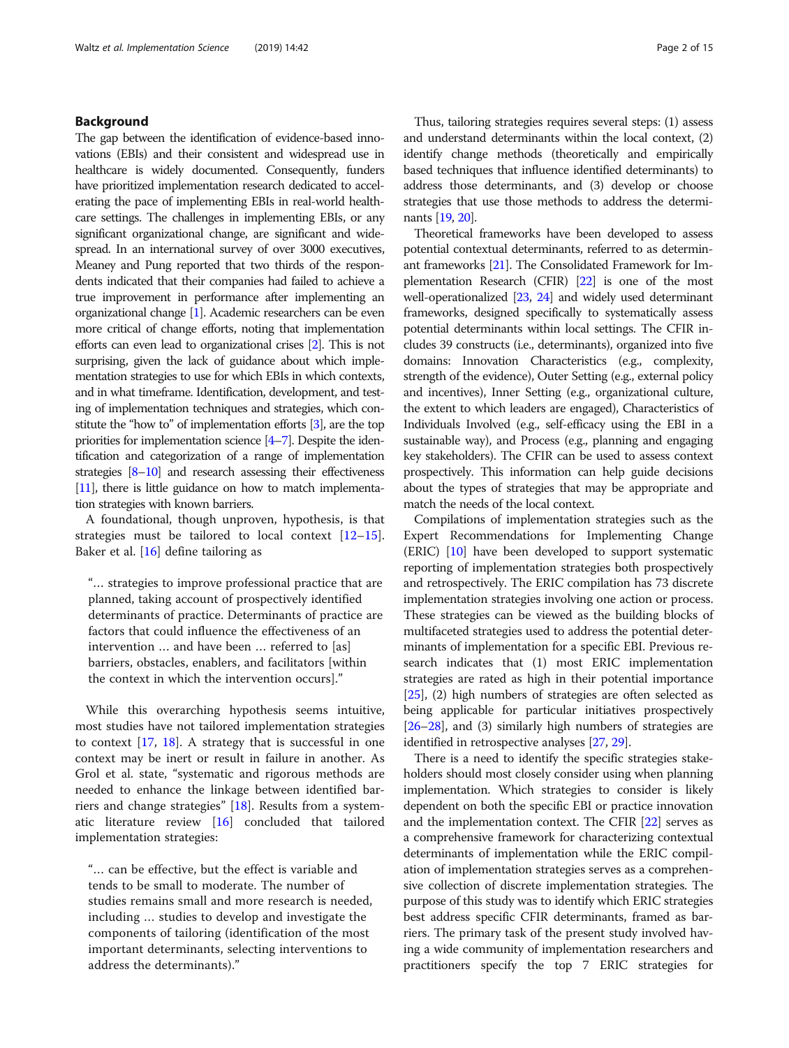## Background

The gap between the identification of evidence-based innovations (EBIs) and their consistent and widespread use in healthcare is widely documented. Consequently, funders have prioritized implementation research dedicated to accelerating the pace of implementing EBIs in real-world healthcare settings. The challenges in implementing EBIs, or any significant organizational change, are significant and widespread. In an international survey of over 3000 executives, Meaney and Pung reported that two thirds of the respondents indicated that their companies had failed to achieve a true improvement in performance after implementing an organizational change [1]. Academic researchers can be even more critical of change efforts, noting that implementation efforts can even lead to organizational crises [2]. This is not surprising, given the lack of guidance about which implementation strategies to use for which EBIs in which contexts, and in what timeframe. Identification, development, and testing of implementation techniques and strategies, which constitute the "how to" of implementation efforts [3], are the top priorities for implementation science [4–7]. Despite the identification and categorization of a range of implementation strategies [8–10] and research assessing their effectiveness [11], there is little guidance on how to match implementation strategies with known barriers.

A foundational, though unproven, hypothesis, is that strategies must be tailored to local context [12–15]. Baker et al. [16] define tailoring as

> "… strategies to improve professional practice that are planned, taking account of prospectively identified determinants of practice. Determinants of practice are factors that could influence the effectiveness of an intervention … and have been … referred to [as] barriers, obstacles, enablers, and facilitators [within the context in which the intervention occurs]."

While this overarching hypothesis seems intuitive, most studies have not tailored implementation strategies to context [17, 18]. A strategy that is successful in one context may be inert or result in failure in another. As Grol et al. state, "systematic and rigorous methods are needed to enhance the linkage between identified barriers and change strategies" [18]. Results from a systematic literature review [16] concluded that tailored implementation strategies:

> "… can be effective, but the effect is variable and tends to be small to moderate. The number of studies remains small and more research is needed, including … studies to develop and investigate the components of tailoring (identification of the most important determinants, selecting interventions to address the determinants)."

Thus, tailoring strategies requires several steps: (1) assess and understand determinants within the local context, (2) identify change methods (theoretically and empirically based techniques that influence identified determinants) to address those determinants, and (3) develop or choose strategies that use those methods to address the determinants [19, 20].

Theoretical frameworks have been developed to assess potential contextual determinants, referred to as determinant frameworks [21]. The Consolidated Framework for Implementation Research (CFIR) [22] is one of the most well-operationalized [23, 24] and widely used determinant frameworks, designed specifically to systematically assess potential determinants within local settings. The CFIR includes 39 constructs (i.e., determinants), organized into five domains: Innovation Characteristics (e.g., complexity, strength of the evidence), Outer Setting (e.g., external policy and incentives), Inner Setting (e.g., organizational culture, the extent to which leaders are engaged), Characteristics of Individuals Involved (e.g., self-efficacy using the EBI in a sustainable way), and Process (e.g., planning and engaging key stakeholders). The CFIR can be used to assess context prospectively. This information can help guide decisions about the types of strategies that may be appropriate and match the needs of the local context.

Compilations of implementation strategies such as the Expert Recommendations for Implementing Change (ERIC) [10] have been developed to support systematic reporting of implementation strategies both prospectively and retrospectively. The ERIC compilation has 73 discrete implementation strategies involving one action or process. These strategies can be viewed as the building blocks of multifaceted strategies used to address the potential determinants of implementation for a specific EBI. Previous research indicates that (1) most ERIC implementation strategies are rated as high in their potential importance [25], (2) high numbers of strategies are often selected as being applicable for particular initiatives prospectively [26–28], and (3) similarly high numbers of strategies are identified in retrospective analyses [27, 29].

There is a need to identify the specific strategies stakeholders should most closely consider using when planning implementation. Which strategies to consider is likely dependent on both the specific EBI or practice innovation and the implementation context. The CFIR [22] serves as a comprehensive framework for characterizing contextual determinants of implementation while the ERIC compilation of implementation strategies serves as a comprehensive collection of discrete implementation strategies. The purpose of this study was to identify which ERIC strategies best address specific CFIR determinants, framed as barriers. The primary task of the present study involved having a wide community of implementation researchers and practitioners specify the top 7 ERIC strategies for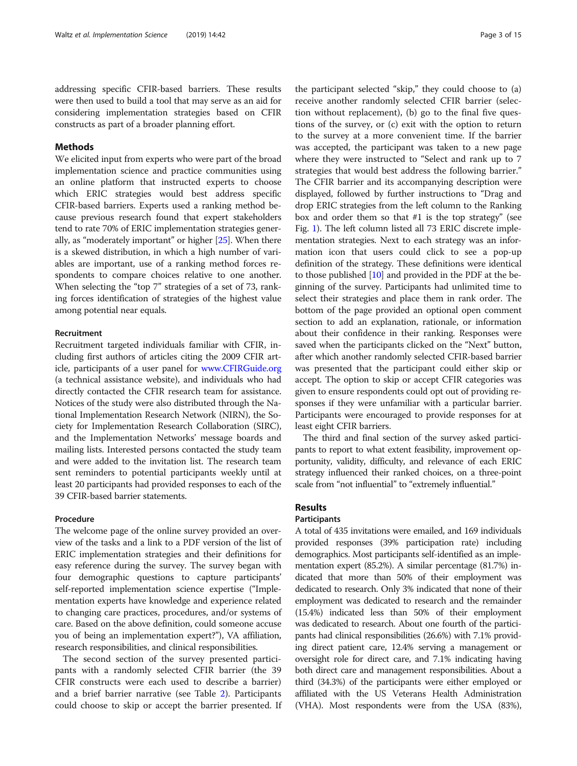addressing specific CFIR-based barriers. These results were then used to build a tool that may serve as an aid for considering implementation strategies based on CFIR constructs as part of a broader planning effort.

## Methods

We elicited input from experts who were part of the broad implementation science and practice communities using an online platform that instructed experts to choose which ERIC strategies would best address specific CFIR-based barriers. Experts used a ranking method because previous research found that expert stakeholders tend to rate 70% of ERIC implementation strategies generally, as "moderately important" or higher [25]. When there is a skewed distribution, in which a high number of variables are important, use of a ranking method forces respondents to compare choices relative to one another. When selecting the "top 7" strategies of a set of 73, ranking forces identification of strategies of the highest value among potential near equals.

### Recruitment

Recruitment targeted individuals familiar with CFIR, including first authors of articles citing the 2009 CFIR article, participants of a user panel for www.CFIRGuide.org (a technical assistance website), and individuals who had directly contacted the CFIR research team for assistance. Notices of the study were also distributed through the National Implementation Research Network (NIRN), the Society for Implementation Research Collaboration (SIRC), and the Implementation Networks' message boards and mailing lists. Interested persons contacted the study team and were added to the invitation list. The research team sent reminders to potential participants weekly until at least 20 participants had provided responses to each of the 39 CFIR-based barrier statements.

### Procedure

The welcome page of the online survey provided an overview of the tasks and a link to a PDF version of the list of ERIC implementation strategies and their definitions for easy reference during the survey. The survey began with four demographic questions to capture participants' self-reported implementation science expertise ("Implementation experts have knowledge and experience related to changing care practices, procedures, and/or systems of care. Based on the above definition, could someone accuse you of being an implementation expert?"), VA affiliation, research responsibilities, and clinical responsibilities.

The second section of the survey presented participants with a randomly selected CFIR barrier (the 39 CFIR constructs were each used to describe a barrier) and a brief barrier narrative (see Table 2). Participants could choose to skip or accept the barrier presented. If the participant selected "skip," they could choose to (a) receive another randomly selected CFIR barrier (selection without replacement), (b) go to the final five questions of the survey, or (c) exit with the option to return to the survey at a more convenient time. If the barrier was accepted, the participant was taken to a new page where they were instructed to "Select and rank up to 7 strategies that would best address the following barrier." The CFIR barrier and its accompanying description were displayed, followed by further instructions to "Drag and drop ERIC strategies from the left column to the Ranking box and order them so that #1 is the top strategy" (see Fig. 1). The left column listed all 73 ERIC discrete implementation strategies. Next to each strategy was an information icon that users could click to see a pop-up definition of the strategy. These definitions were identical to those published [10] and provided in the PDF at the beginning of the survey. Participants had unlimited time to select their strategies and place them in rank order. The bottom of the page provided an optional open comment section to add an explanation, rationale, or information about their confidence in their ranking. Responses were saved when the participants clicked on the "Next" button, after which another randomly selected CFIR-based barrier was presented that the participant could either skip or accept. The option to skip or accept CFIR categories was given to ensure respondents could opt out of providing responses if they were unfamiliar with a particular barrier. Participants were encouraged to provide responses for at least eight CFIR barriers.

The third and final section of the survey asked participants to report to what extent feasibility, improvement opportunity, validity, difficulty, and relevance of each ERIC strategy influenced their ranked choices, on a three-point scale from "not influential" to "extremely influential."

## Results

### Participants

A total of 435 invitations were emailed, and 169 individuals provided responses (39% participation rate) including demographics. Most participants self-identified as an implementation expert (85.2%). A similar percentage (81.7%) indicated that more than 50% of their employment was dedicated to research. Only 3% indicated that none of their employment was dedicated to research and the remainder (15.4%) indicated less than 50% of their employment was dedicated to research. About one fourth of the participants had clinical responsibilities (26.6%) with 7.1% providing direct patient care, 12.4% serving a management or oversight role for direct care, and 7.1% indicating having both direct care and management responsibilities. About a third (34.3%) of the participants were either employed or affiliated with the US Veterans Health Administration (VHA). Most respondents were from the USA (83%),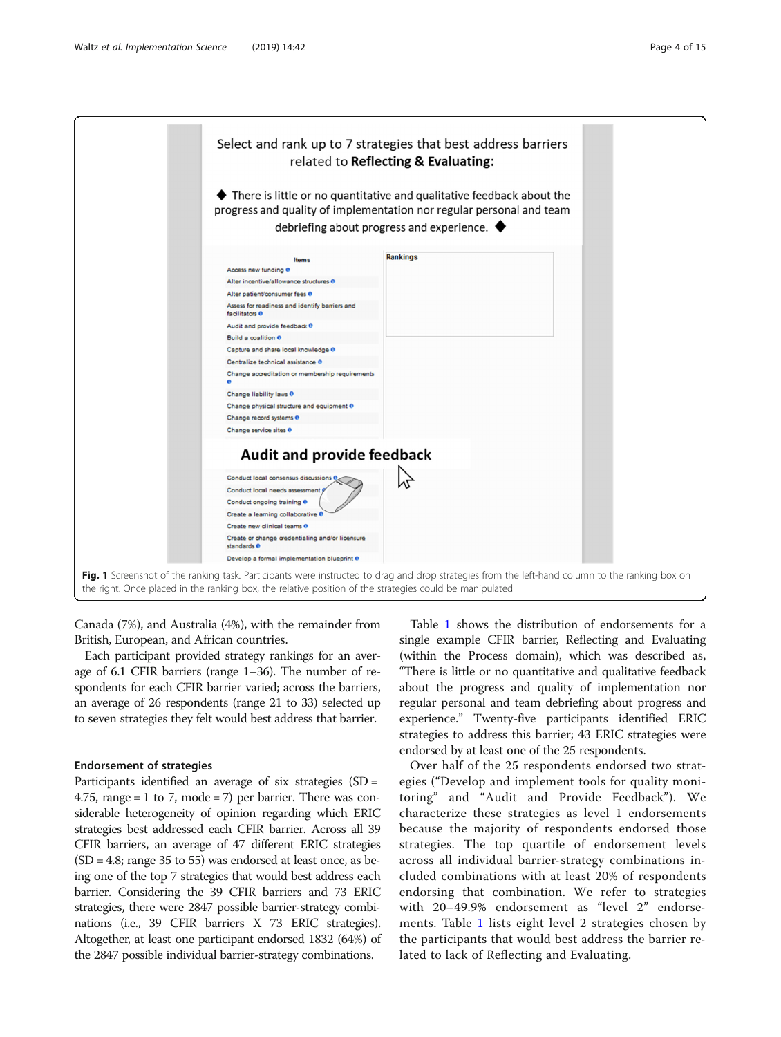**Fig. 1** Screenshot of the ranking task. Participants were instructed to drag and drop strategies from the left-hand column to the ranking box on the right. Once placed in the ranking box, the relative position of the strategies could be manipulated

Canada (7%), and Australia (4%), with the remainder from British, European, and African countries.

Each participant provided strategy rankings for an average of 6.1 CFIR barriers (range 1–36). The number of respondents for each CFIR barrier varied; across the barriers, an average of 26 respondents (range 21 to 33) selected up to seven strategies they felt would best address that barrier.

### Endorsement of strategies

Participants identified an average of six strategies (SD = 4.75, range = 1 to 7, mode = 7) per barrier. There was considerable heterogeneity of opinion regarding which ERIC strategies best addressed each CFIR barrier. Across all 39 CFIR barriers, an average of 47 different ERIC strategies (SD = 4.8; range 35 to 55) was endorsed at least once, as being one of the top 7 strategies that would best address each barrier. Considering the 39 CFIR barriers and 73 ERIC strategies, there were 2847 possible barrier-strategy combinations (i.e., 39 CFIR barriers X 73 ERIC strategies). Altogether, at least one participant endorsed 1832 (64%) of the 2847 possible individual barrier-strategy combinations.

Table 1 shows the distribution of endorsements for a single example CFIR barrier, Reflecting and Evaluating (within the Process domain), which was described as, "There is little or no quantitative and qualitative feedback about the progress and quality of implementation nor regular personal and team debriefing about progress and experience." Twenty-five participants identified ERIC strategies to address this barrier; 43 ERIC strategies were endorsed by at least one of the 25 respondents.

Over half of the 25 respondents endorsed two strategies ("Develop and implement tools for quality monitoring" and "Audit and Provide Feedback"). We characterize these strategies as level 1 endorsements because the majority of respondents endorsed those strategies. The top quartile of endorsement levels across all individual barrier-strategy combinations included combinations with at least 20% of respondents endorsing that combination. We refer to strategies with 20–49.9% endorsement as "level 2" endorsements. Table 1 lists eight level 2 strategies chosen by the participants that would best address the barrier related to lack of Reflecting and Evaluating.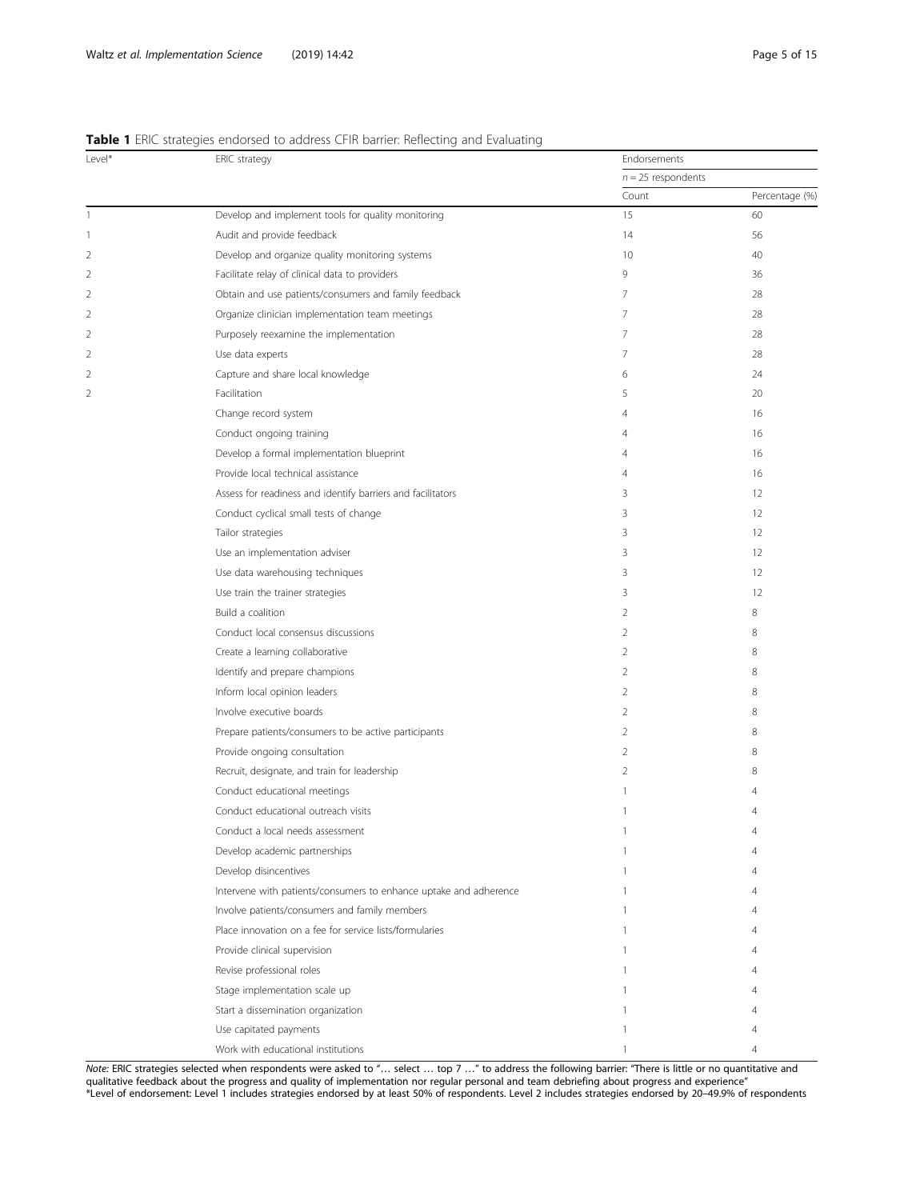**Table 1** ERIC strategies endorsed to address CFIR barrier: Reflecting and Evaluating

| Level* | ERIC strategy | Endorsements | |
|---|---|---|---|
| | | $n = 25$ respondents | |
| | | Count | Percentage (%) |
| 1 | Develop and implement tools for quality monitoring | 15 | 60 |
| 1 | Audit and provide feedback | 14 | 56 |
| 2 | Develop and organize quality monitoring systems | 10 | 40 |
| 2 | Facilitate relay of clinical data to providers | 9 | 36 |
| 2 | Obtain and use patients/consumers and family feedback | 7 | 28 |
| 2 | Organize clinician implementation team meetings | 7 | 28 |
| 2 | Purposely reexamine the implementation | 7 | 28 |
| 2 | Use data experts | 7 | 28 |
| 2 | Capture and share local knowledge | 6 | 24 |
| 2 | Facilitation | 5 | 20 |
| | Change record system | 4 | 16 |
| | Conduct ongoing training | 4 | 16 |
| | Develop a formal implementation blueprint | 4 | 16 |
| | Provide local technical assistance | 4 | 16 |
| | Assess for readiness and identify barriers and facilitators | 3 | 12 |
| | Conduct cyclical small tests of change | 3 | 12 |
| | Tailor strategies | 3 | 12 |
| | Use an implementation adviser | 3 | 12 |
| | Use data warehousing techniques | 3 | 12 |
| | Use train the trainer strategies | 3 | 12 |
| | Build a coalition | 2 | 8 |
| | Conduct local consensus discussions | 2 | 8 |
| | Create a learning collaborative | 2 | 8 |
| | Identify and prepare champions | 2 | 8 |
| | Inform local opinion leaders | 2 | 8 |
| | Involve executive boards | 2 | 8 |
| | Prepare patients/consumers to be active participants | 2 | 8 |
| | Provide ongoing consultation | 2 | 8 |
| | Recruit, designate, and train for leadership | 2 | 8 |
| | Conduct educational meetings | 1 | 4 |
| | Conduct educational outreach visits | 1 | 4 |
| | Conduct a local needs assessment | 1 | 4 |
| | Develop academic partnerships | 1 | 4 |
| | Develop disincentives | 1 | 4 |
| | Intervene with patients/consumers to enhance uptake and adherence | 1 | 4 |
| | Involve patients/consumers and family members | 1 | 4 |
| | Place innovation on a fee for service lists/formularies | 1 | 4 |
| | Provide clinical supervision | 1 | 4 |
| | Revise professional roles | 1 | 4 |
| | Stage implementation scale up | 1 | 4 |
| | Start a dissemination organization | 1 | 4 |
| | Use capitated payments | 1 | 4 |
| | Work with educational institutions | 1 | 4 |

*Note:* ERIC strategies selected when respondents were asked to "… select … top 7 …" to address the following barrier: "There is little or no quantitative and qualitative feedback about the progress and quality of implementation nor regular personal and team debriefing about progress and experience"
*Level of endorsement: Level 1 includes strategies endorsed by at least 50% of respondents. Level 2 includes strategies endorsed by 20–49.9% of respondents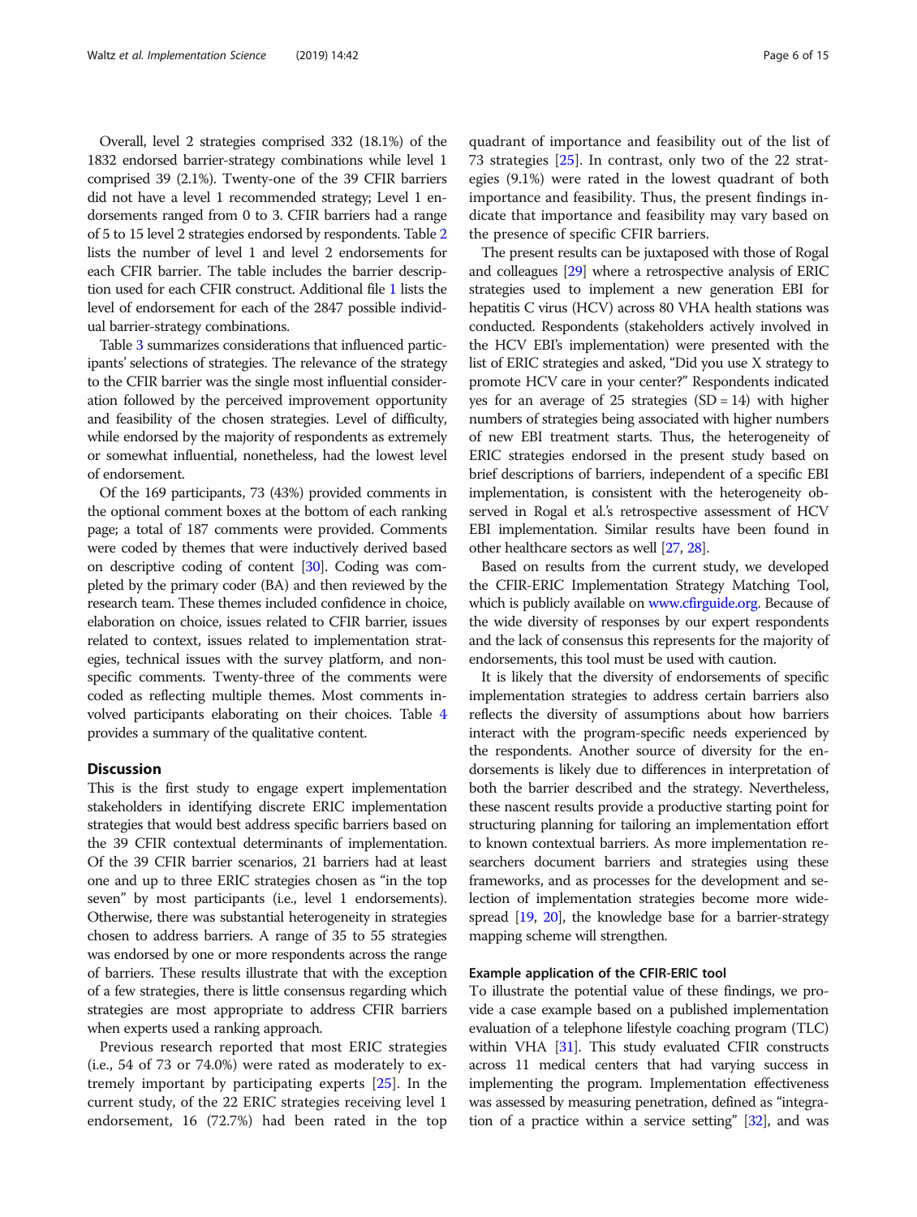Overall, level 2 strategies comprised 332 (18.1%) of the 1832 endorsed barrier-strategy combinations while level 1 comprised 39 (2.1%). Twenty-one of the 39 CFIR barriers did not have a level 1 recommended strategy; Level 1 endorsements ranged from 0 to 3. CFIR barriers had a range of 5 to 15 level 2 strategies endorsed by respondents. Table 2 lists the number of level 1 and level 2 endorsements for each CFIR barrier. The table includes the barrier description used for each CFIR construct. Additional file 1 lists the level of endorsement for each of the 2847 possible individual barrier-strategy combinations.

Table 3 summarizes considerations that influenced participants' selections of strategies. The relevance of the strategy to the CFIR barrier was the single most influential consideration followed by the perceived improvement opportunity and feasibility of the chosen strategies. Level of difficulty, while endorsed by the majority of respondents as extremely or somewhat influential, nonetheless, had the lowest level of endorsement.

Of the 169 participants, 73 (43%) provided comments in the optional comment boxes at the bottom of each ranking page; a total of 187 comments were provided. Comments were coded by themes that were inductively derived based on descriptive coding of content [30]. Coding was completed by the primary coder (BA) and then reviewed by the research team. These themes included confidence in choice, elaboration on choice, issues related to CFIR barrier, issues related to context, issues related to implementation strategies, technical issues with the survey platform, and non-specific comments. Twenty-three of the comments were coded as reflecting multiple themes. Most comments involved participants elaborating on their choices. Table 4 provides a summary of the qualitative content.

## Discussion

This is the first study to engage expert implementation stakeholders in identifying discrete ERIC implementation strategies that would best address specific barriers based on the 39 CFIR contextual determinants of implementation. Of the 39 CFIR barrier scenarios, 21 barriers had at least one and up to three ERIC strategies chosen as "in the top seven" by most participants (i.e., level 1 endorsements). Otherwise, there was substantial heterogeneity in strategies chosen to address barriers. A range of 35 to 55 strategies was endorsed by one or more respondents across the range of barriers. These results illustrate that with the exception of a few strategies, there is little consensus regarding which strategies are most appropriate to address CFIR barriers when experts used a ranking approach.

Previous research reported that most ERIC strategies (i.e., 54 of 73 or 74.0%) were rated as moderately to extremely important by participating experts [25]. In the current study, of the 22 ERIC strategies receiving level 1 endorsement, 16 (72.7%) had been rated in the top quadrant of importance and feasibility out of the list of 73 strategies [25]. In contrast, only two of the 22 strategies (9.1%) were rated in the lowest quadrant of both importance and feasibility. Thus, the present findings indicate that importance and feasibility may vary based on the presence of specific CFIR barriers.

The present results can be juxtaposed with those of Rogal and colleagues [29] where a retrospective analysis of ERIC strategies used to implement a new generation EBI for hepatitis C virus (HCV) across 80 VHA health stations was conducted. Respondents (stakeholders actively involved in the HCV EBI's implementation) were presented with the list of ERIC strategies and asked, "Did you use X strategy to promote HCV care in your center?" Respondents indicated yes for an average of 25 strategies (SD = 14) with higher numbers of strategies being associated with higher numbers of new EBI treatment starts. Thus, the heterogeneity of ERIC strategies endorsed in the present study based on brief descriptions of barriers, independent of a specific EBI implementation, is consistent with the heterogeneity observed in Rogal et al.'s retrospective assessment of HCV EBI implementation. Similar results have been found in other healthcare sectors as well [27, 28].

Based on results from the current study, we developed the CFIR-ERIC Implementation Strategy Matching Tool, which is publicly available on www.cfirguide.org. Because of the wide diversity of responses by our expert respondents and the lack of consensus this represents for the majority of endorsements, this tool must be used with caution.

It is likely that the diversity of endorsements of specific implementation strategies to address certain barriers also reflects the diversity of assumptions about how barriers interact with the program-specific needs experienced by the respondents. Another source of diversity for the endorsements is likely due to differences in interpretation of both the barrier described and the strategy. Nevertheless, these nascent results provide a productive starting point for structuring planning for tailoring an implementation effort to known contextual barriers. As more implementation researchers document barriers and strategies using these frameworks, and as processes for the development and selection of implementation strategies become more widespread [19, 20], the knowledge base for a barrier-strategy mapping scheme will strengthen.

### Example application of the CFIR-ERIC tool

To illustrate the potential value of these findings, we provide a case example based on a published implementation evaluation of a telephone lifestyle coaching program (TLC) within VHA [31]. This study evaluated CFIR constructs across 11 medical centers that had varying success in implementing the program. Implementation effectiveness was assessed by measuring penetration, defined as "integration of a practice within a service setting" [32], and was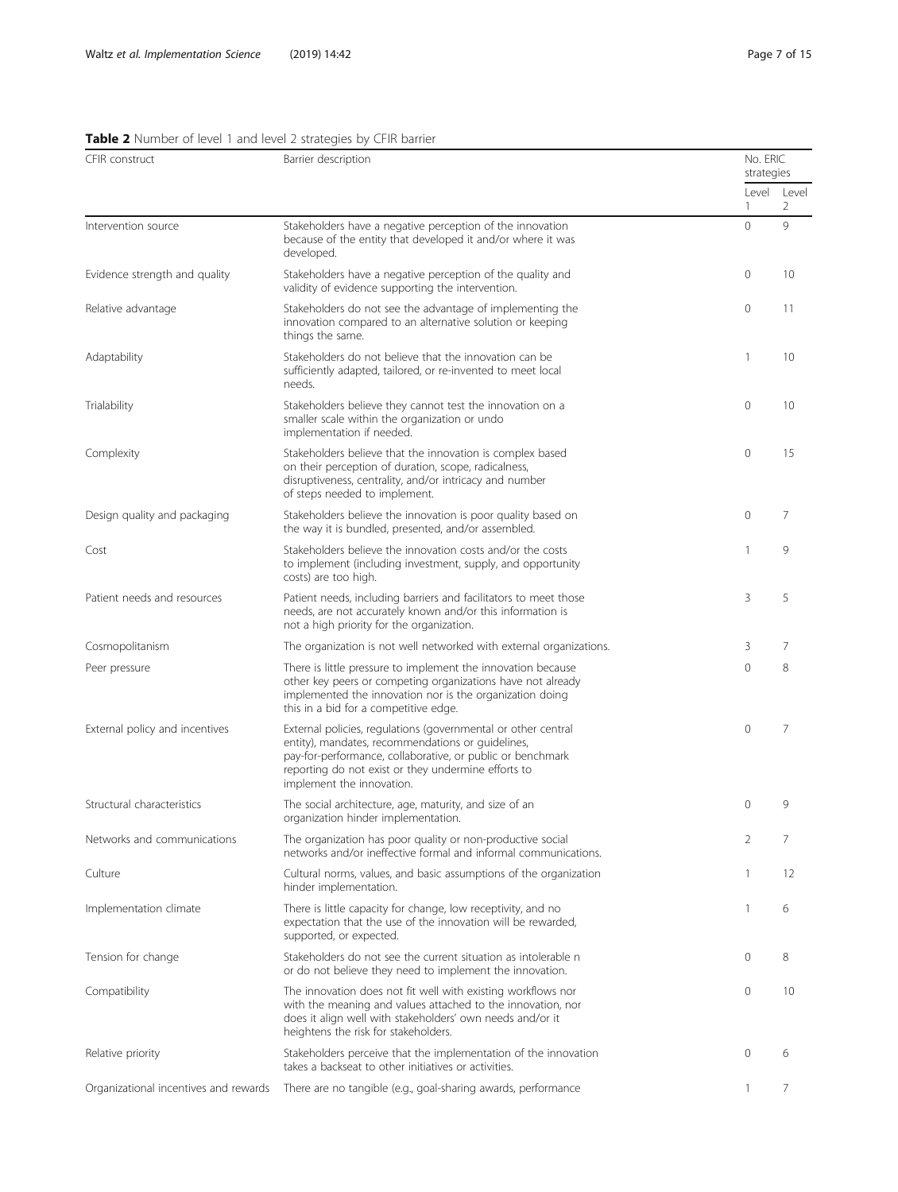**Table 2** Number of level 1 and level 2 strategies by CFIR barrier

| CFIR construct | Barrier description | No. ERIC strategies | |
|---|---|---|---|
| | | Level 1 | Level 2 |
| Intervention source | Stakeholders have a negative perception of the innovation because of the entity that developed it and/or where it was developed. | 0 | 9 |
| Evidence strength and quality | Stakeholders have a negative perception of the quality and validity of evidence supporting the intervention. | 0 | 10 |
| Relative advantage | Stakeholders do not see the advantage of implementing the innovation compared to an alternative solution or keeping things the same. | 0 | 11 |
| Adaptability | Stakeholders do not believe that the innovation can be sufficiently adapted, tailored, or re-invented to meet local needs. | 1 | 10 |
| Trialability | Stakeholders believe they cannot test the innovation on a smaller scale within the organization or undo implementation if needed. | 0 | 10 |
| Complexity | Stakeholders believe that the innovation is complex based on their perception of duration, scope, radicalness, disruptiveness, centrality, and/or intricacy and number of steps needed to implement. | 0 | 15 |
| Design quality and packaging | Stakeholders believe the innovation is poor quality based on the way it is bundled, presented, and/or assembled. | 0 | 7 |
| Cost | Stakeholders believe the innovation costs and/or the costs to implement (including investment, supply, and opportunity costs) are too high. | 1 | 9 |
| Patient needs and resources | Patient needs, including barriers and facilitators to meet those needs, are not accurately known and/or this information is not a high priority for the organization. | 3 | 5 |
| Cosmopolitanism | The organization is not well networked with external organizations. | 3 | 7 |
| Peer pressure | There is little pressure to implement the innovation because other key peers or competing organizations have not already implemented the innovation nor is the organization doing this in a bid for a competitive edge. | 0 | 8 |
| External policy and incentives | External policies, regulations (governmental or other central entity), mandates, recommendations or guidelines, pay-for-performance, collaborative, or public or benchmark reporting do not exist or they undermine efforts to implement the innovation. | 0 | 7 |
| Structural characteristics | The social architecture, age, maturity, and size of an organization hinder implementation. | 0 | 9 |
| Networks and communications | The organization has poor quality or non-productive social networks and/or ineffective formal and informal communications. | 2 | 7 |
| Culture | Cultural norms, values, and basic assumptions of the organization hinder implementation. | 1 | 12 |
| Implementation climate | There is little capacity for change, low receptivity, and no expectation that the use of the innovation will be rewarded, supported, or expected. | 1 | 6 |
| Tension for change | Stakeholders do not see the current situation as intolerable n or do not believe they need to implement the innovation. | 0 | 8 |
| Compatibility | The innovation does not fit well with existing workflows nor with the meaning and values attached to the innovation, nor does it align well with stakeholders' own needs and/or it heightens the risk for stakeholders. | 0 | 10 |
| Relative priority | Stakeholders perceive that the implementation of the innovation takes a backseat to other initiatives or activities. | 0 | 6 |
| Organizational incentives and rewards | There are no tangible (e.g., goal-sharing awards, performance | 1 | 7 |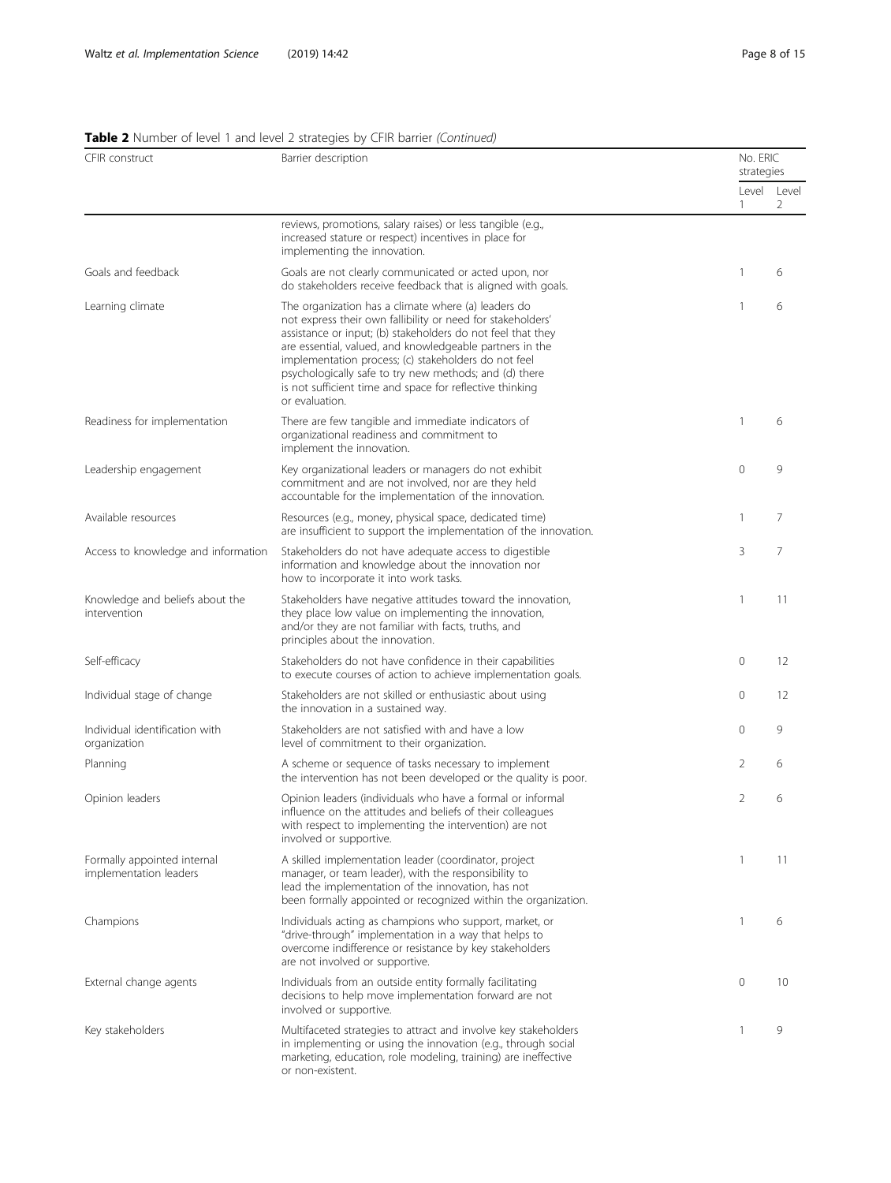**Table 2** Number of level 1 and level 2 strategies by CFIR barrier *(Continued)*

| CFIR construct | Barrier description | No. ERIC strategies | |
|---|---|---|---|
| | | Level 1 | Level 2 |
| | reviews, promotions, salary raises) or less tangible (e.g., increased stature or respect) incentives in place for implementing the innovation. | | |
| Goals and feedback | Goals are not clearly communicated or acted upon, nor do stakeholders receive feedback that is aligned with goals. | 1 | 6 |
| Learning climate | The organization has a climate where (a) leaders do not express their own fallibility or need for stakeholders' assistance or input; (b) stakeholders do not feel that they are essential, valued, and knowledgeable partners in the implementation process; (c) stakeholders do not feel psychologically safe to try new methods; and (d) there is not sufficient time and space for reflective thinking or evaluation. | 1 | 6 |
| Readiness for implementation | There are few tangible and immediate indicators of organizational readiness and commitment to implement the innovation. | 1 | 6 |
| Leadership engagement | Key organizational leaders or managers do not exhibit commitment and are not involved, nor are they held accountable for the implementation of the innovation. | 0 | 9 |
| Available resources | Resources (e.g., money, physical space, dedicated time) are insufficient to support the implementation of the innovation. | 1 | 7 |
| Access to knowledge and information | Stakeholders do not have adequate access to digestible information and knowledge about the innovation nor how to incorporate it into work tasks. | 3 | 7 |
| Knowledge and beliefs about the intervention | Stakeholders have negative attitudes toward the innovation, they place low value on implementing the innovation, and/or they are not familiar with facts, truths, and principles about the innovation. | 1 | 11 |
| Self-efficacy | Stakeholders do not have confidence in their capabilities to execute courses of action to achieve implementation goals. | 0 | 12 |
| Individual stage of change | Stakeholders are not skilled or enthusiastic about using the innovation in a sustained way. | 0 | 12 |
| Individual identification with organization | Stakeholders are not satisfied with and have a low level of commitment to their organization. | 0 | 9 |
| Planning | A scheme or sequence of tasks necessary to implement the intervention has not been developed or the quality is poor. | 2 | 6 |
| Opinion leaders | Opinion leaders (individuals who have a formal or informal influence on the attitudes and beliefs of their colleagues with respect to implementing the intervention) are not involved or supportive. | 2 | 6 |
| Formally appointed internal implementation leaders | A skilled implementation leader (coordinator, project manager, or team leader), with the responsibility to lead the implementation of the innovation, has not been formally appointed or recognized within the organization. | 1 | 11 |
| Champions | Individuals acting as champions who support, market, or "drive-through" implementation in a way that helps to overcome indifference or resistance by key stakeholders are not involved or supportive. | 1 | 6 |
| External change agents | Individuals from an outside entity formally facilitating decisions to help move implementation forward are not involved or supportive. | 0 | 10 |
| Key stakeholders | Multifaceted strategies to attract and involve key stakeholders in implementing or using the innovation (e.g., through social marketing, education, role modeling, training) are ineffective or non-existent. | 1 | 9 |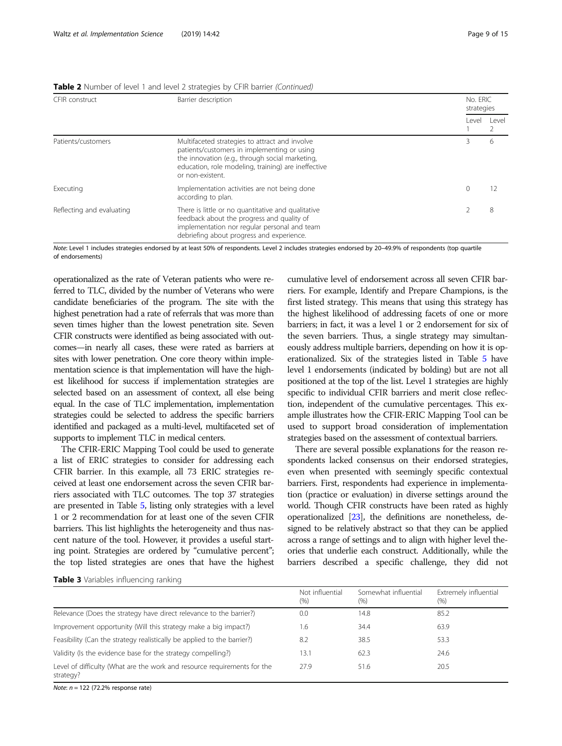**Table 2** Number of level 1 and level 2 strategies by CFIR barrier *(Continued)*

| CFIR construct | Barrier description | No. ERIC strategies | |
|---|---|---|---|
| | | Level 1 | Level 2 |
| Patients/customers | Multifaceted strategies to attract and involve patients/customers in implementing or using the innovation (e.g., through social marketing, education, role modeling, training) are ineffective or non-existent. | 3 | 6 |
| Executing | Implementation activities are not being done according to plan. | 0 | 12 |
| Reflecting and evaluating | There is little or no quantitative and qualitative feedback about the progress and quality of implementation nor regular personal and team debriefing about progress and experience. | 2 | 8 |

*Note*: Level 1 includes strategies endorsed by at least 50% of respondents. Level 2 includes strategies endorsed by 20–49.9% of respondents (top quartile of endorsements)

operationalized as the rate of Veteran patients who were referred to TLC, divided by the number of Veterans who were candidate beneficiaries of the program. The site with the highest penetration had a rate of referrals that was more than seven times higher than the lowest penetration site. Seven CFIR constructs were identified as being associated with outcomes—in nearly all cases, these were rated as barriers at sites with lower penetration. One core theory within implementation science is that implementation will have the highest likelihood for success if implementation strategies are selected based on an assessment of context, all else being equal. In the case of TLC implementation, implementation strategies could be selected to address the specific barriers identified and packaged as a multi-level, multifaceted set of supports to implement TLC in medical centers.

The CFIR-ERIC Mapping Tool could be used to generate a list of ERIC strategies to consider for addressing each CFIR barrier. In this example, all 73 ERIC strategies received at least one endorsement across the seven CFIR barriers associated with TLC outcomes. The top 37 strategies are presented in Table 5, listing only strategies with a level 1 or 2 recommendation for at least one of the seven CFIR barriers. This list highlights the heterogeneity and thus nascent nature of the tool. However, it provides a useful starting point. Strategies are ordered by "cumulative percent"; the top listed strategies are ones that have the highest cumulative level of endorsement across all seven CFIR barriers. For example, Identify and Prepare Champions, is the first listed strategy. This means that using this strategy has the highest likelihood of addressing facets of one or more barriers; in fact, it was a level 1 or 2 endorsement for six of the seven barriers. Thus, a single strategy may simultaneously address multiple barriers, depending on how it is operationalized. Six of the strategies listed in Table 5 have level 1 endorsements (indicated by bolding) but are not all positioned at the top of the list. Level 1 strategies are highly specific to individual CFIR barriers and merit close reflection, independent of the cumulative percentages. This example illustrates how the CFIR-ERIC Mapping Tool can be used to support broad consideration of implementation strategies based on the assessment of contextual barriers.

There are several possible explanations for the reason respondents lacked consensus on their endorsed strategies, even when presented with seemingly specific contextual barriers. First, respondents had experience in implementation (practice or evaluation) in diverse settings around the world. Though CFIR constructs have been rated as highly operationalized [23], the definitions are nonetheless, designed to be relatively abstract so that they can be applied across a range of settings and to align with higher level theories that underlie each construct. Additionally, while the barriers described a specific challenge, they did not

**Table 3** Variables influencing ranking

| | Not influential (%) | Somewhat influential (%) | Extremely influential (%) |
|---|---|---|---|
| Relevance (Does the strategy have direct relevance to the barrier?) | 0.0 | 14.8 | 85.2 |
| Improvement opportunity (Will this strategy make a big impact?) | 1.6 | 34.4 | 63.9 |
| Feasibility (Can the strategy realistically be applied to the barrier?) | 8.2 | 38.5 | 53.3 |
| Validity (Is the evidence base for the strategy compelling?) | 13.1 | 62.3 | 24.6 |
| Level of difficulty (What are the work and resource requirements for the strategy? | 27.9 | 51.6 | 20.5 |

*Note*: $n = 122$ (72.2% response rate)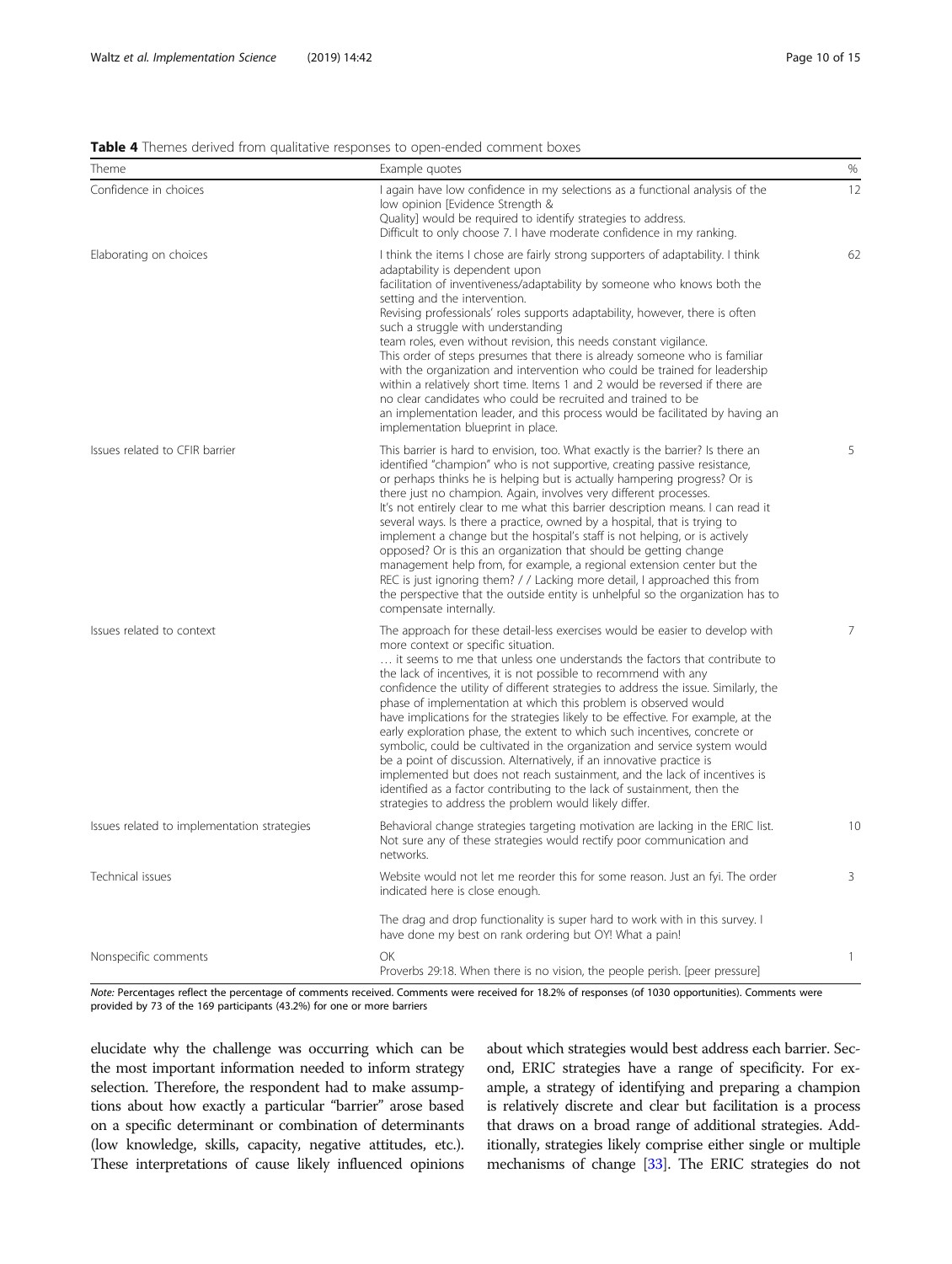**Table 4** Themes derived from qualitative responses to open-ended comment boxes

| Theme | Example quotes | % |
|---|---|---|
| Confidence in choices | I again have low confidence in my selections as a functional analysis of the low opinion [Evidence Strength & Quality] would be required to identify strategies to address. Difficult to only choose 7. I have moderate confidence in my ranking. | 12 |
| Elaborating on choices | I think the items I chose are fairly strong supporters of adaptability. I think adaptability is dependent upon facilitation of inventiveness/adaptability by someone who knows both the setting and the intervention. Revising professionals' roles supports adaptability, however, there is often such a struggle with understanding team roles, even without revision, this needs constant vigilance. This order of steps presumes that there is already someone who is familiar with the organization and intervention who could be trained for leadership within a relatively short time. Items 1 and 2 would be reversed if there are no clear candidates who could be recruited and trained to be an implementation leader, and this process would be facilitated by having an implementation blueprint in place. | 62 |
| Issues related to CFIR barrier | This barrier is hard to envision, too. What exactly is the barrier? Is there an identified "champion" who is not supportive, creating passive resistance, or perhaps thinks he is helping but is actually hampering progress? Or is there just no champion. Again, involves very different processes. It's not entirely clear to me what this barrier description means. I can read it several ways. Is there a practice, owned by a hospital, that is trying to implement a change but the hospital's staff is not helping, or is actively opposed? Or is this an organization that should be getting change management help from, for example, a regional extension center but the REC is just ignoring them? / / Lacking more detail, I approached this from the perspective that the outside entity is unhelpful so the organization has to compensate internally. | 5 |
| Issues related to context | The approach for these detail-less exercises would be easier to develop with more context or specific situation. … it seems to me that unless one understands the factors that contribute to the lack of incentives, it is not possible to recommend with any confidence the utility of different strategies to address the issue. Similarly, the phase of implementation at which this problem is observed would have implications for the strategies likely to be effective. For example, at the early exploration phase, the extent to which such incentives, concrete or symbolic, could be cultivated in the organization and service system would be a point of discussion. Alternatively, if an innovative practice is implemented but does not reach sustainment, and the lack of incentives is identified as a factor contributing to the lack of sustainment, then the strategies to address the problem would likely differ. | 7 |
| Issues related to implementation strategies | Behavioral change strategies targeting motivation are lacking in the ERIC list. Not sure any of these strategies would rectify poor communication and networks. | 10 |
| Technical issues | Website would not let me reorder this for some reason. Just an fyi. The order indicated here is close enough. The drag and drop functionality is super hard to work with in this survey. I have done my best on rank ordering but OY! What a pain! | 3 |
| Nonspecific comments | OK Proverbs 29:18. When there is no vision, the people perish. [peer pressure] | 1 |

*Note:* Percentages reflect the percentage of comments received. Comments were received for 18.2% of responses (of 1030 opportunities). Comments were provided by 73 of the 169 participants (43.2%) for one or more barriers

elucidate why the challenge was occurring which can be the most important information needed to inform strategy selection. Therefore, the respondent had to make assumptions about how exactly a particular "barrier" arose based on a specific determinant or combination of determinants (low knowledge, skills, capacity, negative attitudes, etc.). These interpretations of cause likely influenced opinions about which strategies would best address each barrier. Second, ERIC strategies have a range of specificity. For example, a strategy of identifying and preparing a champion is relatively discrete and clear but facilitation is a process that draws on a broad range of additional strategies. Additionally, strategies likely comprise either single or multiple mechanisms of change [33]. The ERIC strategies do not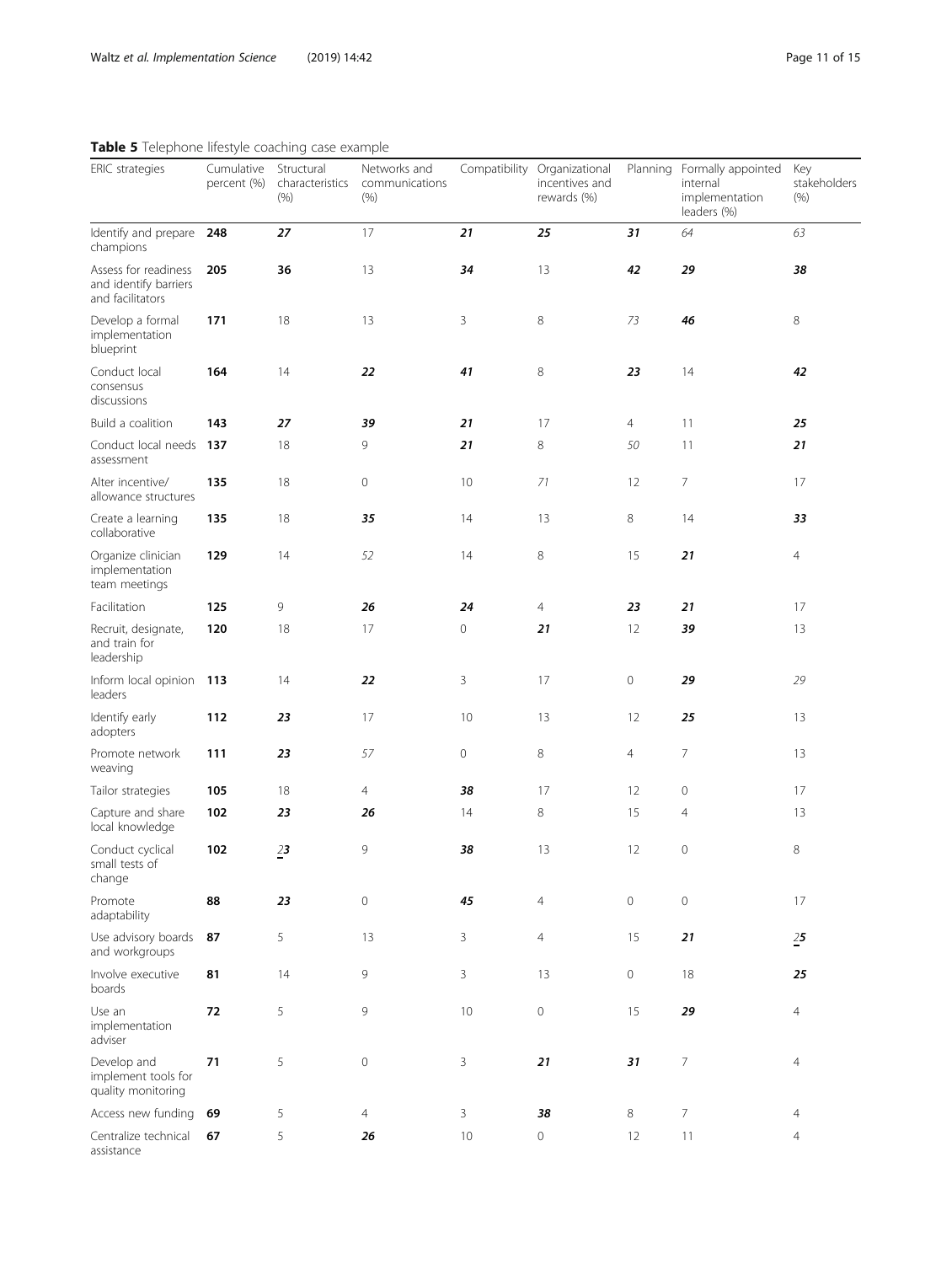**Table 5** Telephone lifestyle coaching case example

| ERIC strategies | Cumulative percent (%) | Structural characteristics (%) | Networks and communications (%) | Compatibility | Organizational incentives and rewards (%) | Planning | Formally appointed internal implementation leaders (%) | Key stakeholders (%) |
|---|---|---|---|---|---|---|---|---|
| Identify and prepare champions | **248** | ***27*** | 17 | ***21*** | ***25*** | ***31*** | *64* | *63* |
| Assess for readiness and identify barriers and facilitators | **205** | **36** | 13 | ***34*** | 13 | ***42*** | ***29*** | ***38*** |
| Develop a formal implementation blueprint | **171** | 18 | 13 | 3 | 8 | *73* | ***46*** | 8 |
| Conduct local consensus discussions | **164** | 14 | ***22*** | ***41*** | 8 | ***23*** | 14 | ***42*** |
| Build a coalition | **143** | ***27*** | ***39*** | ***21*** | 17 | 4 | 11 | ***25*** |
| Conduct local needs assessment | **137** | 18 | 9 | ***21*** | 8 | *50* | 11 | ***21*** |
| Alter incentive/ allowance structures | **135** | 18 | 0 | 10 | *71* | 12 | 7 | 17 |
| Create a learning collaborative | **135** | 18 | ***35*** | 14 | 13 | 8 | 14 | ***33*** |
| Organize clinician implementation team meetings | **129** | 14 | *52* | 14 | 8 | 15 | ***21*** | 4 |
| Facilitation | **125** | 9 | ***26*** | ***24*** | 4 | ***23*** | ***21*** | 17 |
| Recruit, designate, and train for leadership | **120** | 18 | 17 | 0 | ***21*** | 12 | ***39*** | 13 |
| Inform local opinion leaders | **113** | 14 | ***22*** | 3 | 17 | 0 | ***29*** | *29* |
| Identify early adopters | **112** | ***23*** | 17 | 10 | 13 | 12 | ***25*** | 13 |
| Promote network weaving | **111** | ***23*** | *57* | 0 | 8 | 4 | 7 | 13 |
| Tailor strategies | **105** | 18 | 4 | ***38*** | 17 | 12 | 0 | 17 |
| Capture and share local knowledge | **102** | ***23*** | ***26*** | 14 | 8 | 15 | 4 | 13 |
| Conduct cyclical small tests of change | **102** | ***23*** | 9 | ***38*** | 13 | 12 | 0 | 8 |
| Promote adaptability | **88** | ***23*** | 0 | ***45*** | 4 | 0 | 0 | 17 |
| Use advisory boards and workgroups | **87** | 5 | 13 | 3 | 4 | 15 | ***21*** | ***25*** |
| Involve executive boards | **81** | 14 | 9 | 3 | 13 | 0 | 18 | ***25*** |
| Use an implementation adviser | **72** | 5 | 9 | 10 | 0 | 15 | ***29*** | 4 |
| Develop and implement tools for quality monitoring | **71** | 5 | 0 | 3 | ***21*** | ***31*** | 7 | 4 |
| Access new funding | **69** | 5 | 4 | 3 | ***38*** | 8 | 7 | 4 |
| Centralize technical assistance | **67** | 5 | ***26*** | 10 | 0 | 12 | 11 | 4 |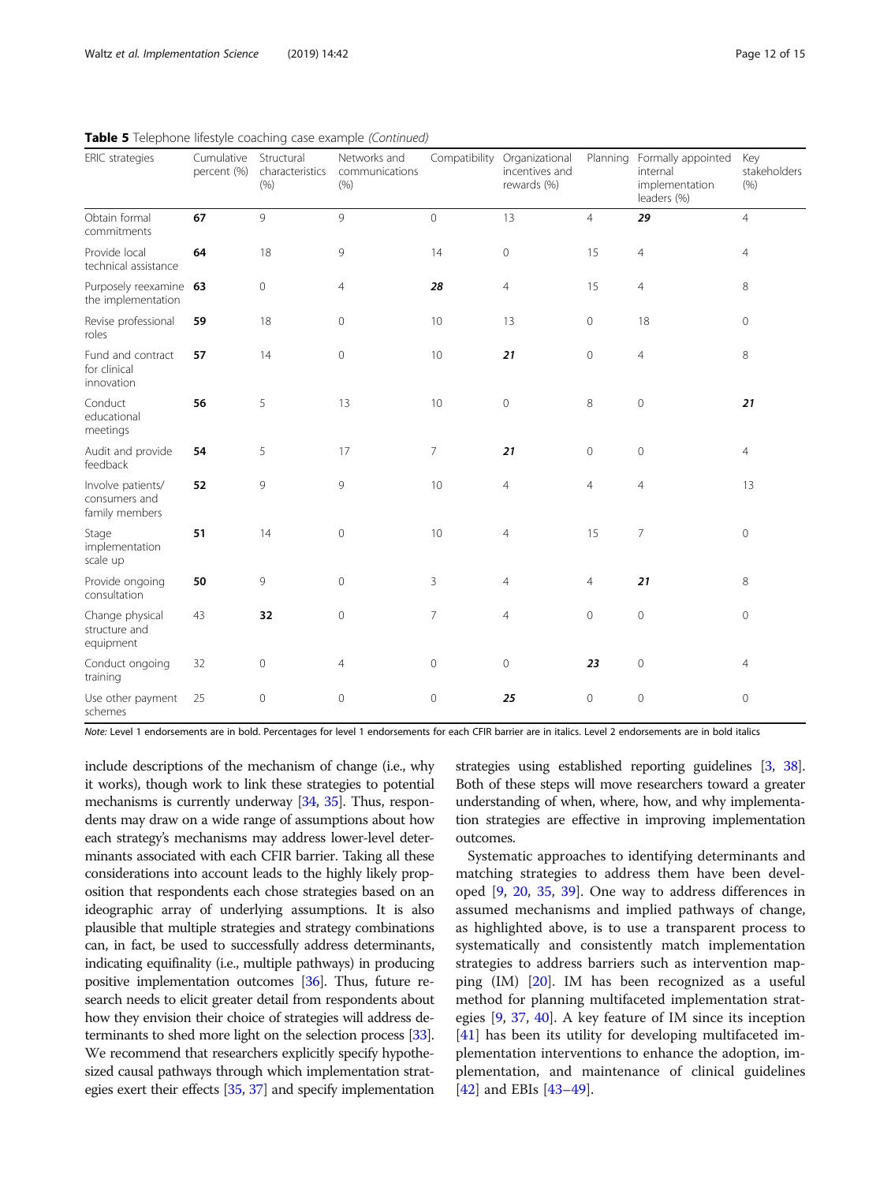**Table 5** Telephone lifestyle coaching case example *(Continued)*

| ERIC strategies | Cumulative percent (%) | Structural characteristics (%) | Networks and communications (%) | Compatibility | Organizational incentives and rewards (%) | Planning | Formally appointed internal implementation leaders (%) | Key stakeholders (%) |
|---|---|---|---|---|---|---|---|---|
| Obtain formal commitments | **67** | 9 | 9 | 0 | 13 | 4 | ***29*** | 4 |
| Provide local technical assistance | **64** | 18 | 9 | 14 | 0 | 15 | 4 | 4 |
| Purposely reexamine the implementation | **63** | 0 | 4 | ***28*** | 4 | 15 | 4 | 8 |
| Revise professional roles | **59** | 18 | 0 | 10 | 13 | 0 | 18 | 0 |
| Fund and contract for clinical innovation | **57** | 14 | 0 | 10 | ***21*** | 0 | 4 | 8 |
| Conduct educational meetings | **56** | 5 | 13 | 10 | 0 | 8 | 0 | ***21*** |
| Audit and provide feedback | **54** | 5 | 17 | 7 | ***21*** | 0 | 0 | 4 |
| Involve patients/consumers and family members | **52** | 9 | 9 | 10 | 4 | 4 | 4 | 13 |
| Stage implementation scale up | **51** | 14 | 0 | 10 | 4 | 15 | 7 | 0 |
| Provide ongoing consultation | **50** | 9 | 0 | 3 | 4 | 4 | ***21*** | 8 |
| Change physical structure and equipment | 43 | **32** | 0 | 7 | 4 | 0 | 0 | 0 |
| Conduct ongoing training | 32 | 0 | 4 | 0 | 0 | ***23*** | 0 | 4 |
| Use other payment schemes | 25 | 0 | 0 | 0 | ***25*** | 0 | 0 | 0 |

*Note:* Level 1 endorsements are in bold. Percentages for level 1 endorsements for each CFIR barrier are in italics. Level 2 endorsements are in bold italics

include descriptions of the mechanism of change (i.e., why it works), though work to link these strategies to potential mechanisms is currently underway [34, 35]. Thus, respondents may draw on a wide range of assumptions about how each strategy's mechanisms may address lower-level determinants associated with each CFIR barrier. Taking all these considerations into account leads to the highly likely proposition that respondents each chose strategies based on an ideographic array of underlying assumptions. It is also plausible that multiple strategies and strategy combinations can, in fact, be used to successfully address determinants, indicating equifinality (i.e., multiple pathways) in producing positive implementation outcomes [36]. Thus, future research needs to elicit greater detail from respondents about how they envision their choice of strategies will address determinants to shed more light on the selection process [33]. We recommend that researchers explicitly specify hypothesized causal pathways through which implementation strategies exert their effects [35, 37] and specify implementation strategies using established reporting guidelines [3, 38]. Both of these steps will move researchers toward a greater understanding of when, where, how, and why implementation strategies are effective in improving implementation outcomes.

Systematic approaches to identifying determinants and matching strategies to address them have been developed [9, 20, 35, 39]. One way to address differences in assumed mechanisms and implied pathways of change, as highlighted above, is to use a transparent process to systematically and consistently match implementation strategies to address barriers such as intervention mapping (IM) [20]. IM has been recognized as a useful method for planning multifaceted implementation strategies [9, 37, 40]. A key feature of IM since its inception [41] has been its utility for developing multifaceted implementation interventions to enhance the adoption, implementation, and maintenance of clinical guidelines [42] and EBIs [43–49].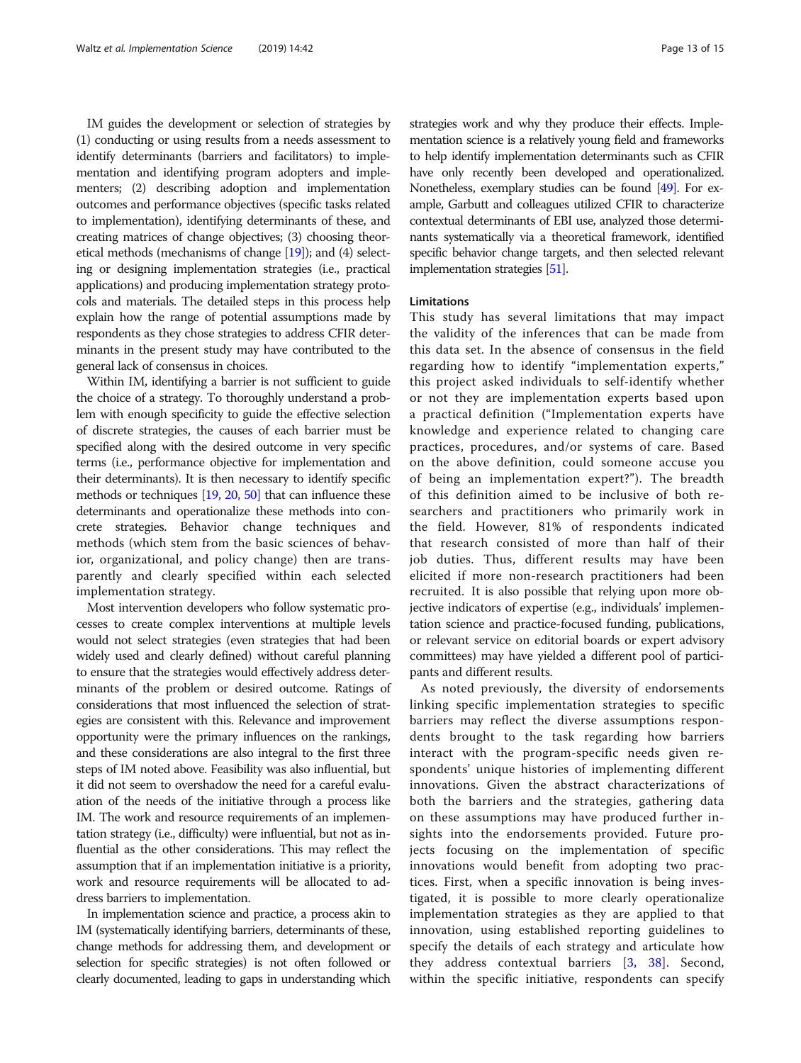IM guides the development or selection of strategies by (1) conducting or using results from a needs assessment to identify determinants (barriers and facilitators) to implementation and identifying program adopters and implementers; (2) describing adoption and implementation outcomes and performance objectives (specific tasks related to implementation), identifying determinants of these, and creating matrices of change objectives; (3) choosing theoretical methods (mechanisms of change [19]); and (4) selecting or designing implementation strategies (i.e., practical applications) and producing implementation strategy protocols and materials. The detailed steps in this process help explain how the range of potential assumptions made by respondents as they chose strategies to address CFIR determinants in the present study may have contributed to the general lack of consensus in choices.

Within IM, identifying a barrier is not sufficient to guide the choice of a strategy. To thoroughly understand a problem with enough specificity to guide the effective selection of discrete strategies, the causes of each barrier must be specified along with the desired outcome in very specific terms (i.e., performance objective for implementation and their determinants). It is then necessary to identify specific methods or techniques [19, 20, 50] that can influence these determinants and operationalize these methods into concrete strategies. Behavior change techniques and methods (which stem from the basic sciences of behavior, organizational, and policy change) then are transparently and clearly specified within each selected implementation strategy.

Most intervention developers who follow systematic processes to create complex interventions at multiple levels would not select strategies (even strategies that had been widely used and clearly defined) without careful planning to ensure that the strategies would effectively address determinants of the problem or desired outcome. Ratings of considerations that most influenced the selection of strategies are consistent with this. Relevance and improvement opportunity were the primary influences on the rankings, and these considerations are also integral to the first three steps of IM noted above. Feasibility was also influential, but it did not seem to overshadow the need for a careful evaluation of the needs of the initiative through a process like IM. The work and resource requirements of an implementation strategy (i.e., difficulty) were influential, but not as influential as the other considerations. This may reflect the assumption that if an implementation initiative is a priority, work and resource requirements will be allocated to address barriers to implementation.

In implementation science and practice, a process akin to IM (systematically identifying barriers, determinants of these, change methods for addressing them, and development or selection for specific strategies) is not often followed or clearly documented, leading to gaps in understanding which strategies work and why they produce their effects. Implementation science is a relatively young field and frameworks to help identify implementation determinants such as CFIR have only recently been developed and operationalized. Nonetheless, exemplary studies can be found [49]. For example, Garbutt and colleagues utilized CFIR to characterize contextual determinants of EBI use, analyzed those determinants systematically via a theoretical framework, identified specific behavior change targets, and then selected relevant implementation strategies [51].

### Limitations

This study has several limitations that may impact the validity of the inferences that can be made from this data set. In the absence of consensus in the field regarding how to identify "implementation experts," this project asked individuals to self-identify whether or not they are implementation experts based upon a practical definition ("Implementation experts have knowledge and experience related to changing care practices, procedures, and/or systems of care. Based on the above definition, could someone accuse you of being an implementation expert?"). The breadth of this definition aimed to be inclusive of both researchers and practitioners who primarily work in the field. However, 81% of respondents indicated that research consisted of more than half of their job duties. Thus, different results may have been elicited if more non-research practitioners had been recruited. It is also possible that relying upon more objective indicators of expertise (e.g., individuals' implementation science and practice-focused funding, publications, or relevant service on editorial boards or expert advisory committees) may have yielded a different pool of participants and different results.

As noted previously, the diversity of endorsements linking specific implementation strategies to specific barriers may reflect the diverse assumptions respondents brought to the task regarding how barriers interact with the program-specific needs given respondents' unique histories of implementing different innovations. Given the abstract characterizations of both the barriers and the strategies, gathering data on these assumptions may have produced further insights into the endorsements provided. Future projects focusing on the implementation of specific innovations would benefit from adopting two practices. First, when a specific innovation is being investigated, it is possible to more clearly operationalize implementation strategies as they are applied to that innovation, using established reporting guidelines to specify the details of each strategy and articulate how they address contextual barriers [3, 38]. Second, within the specific initiative, respondents can specify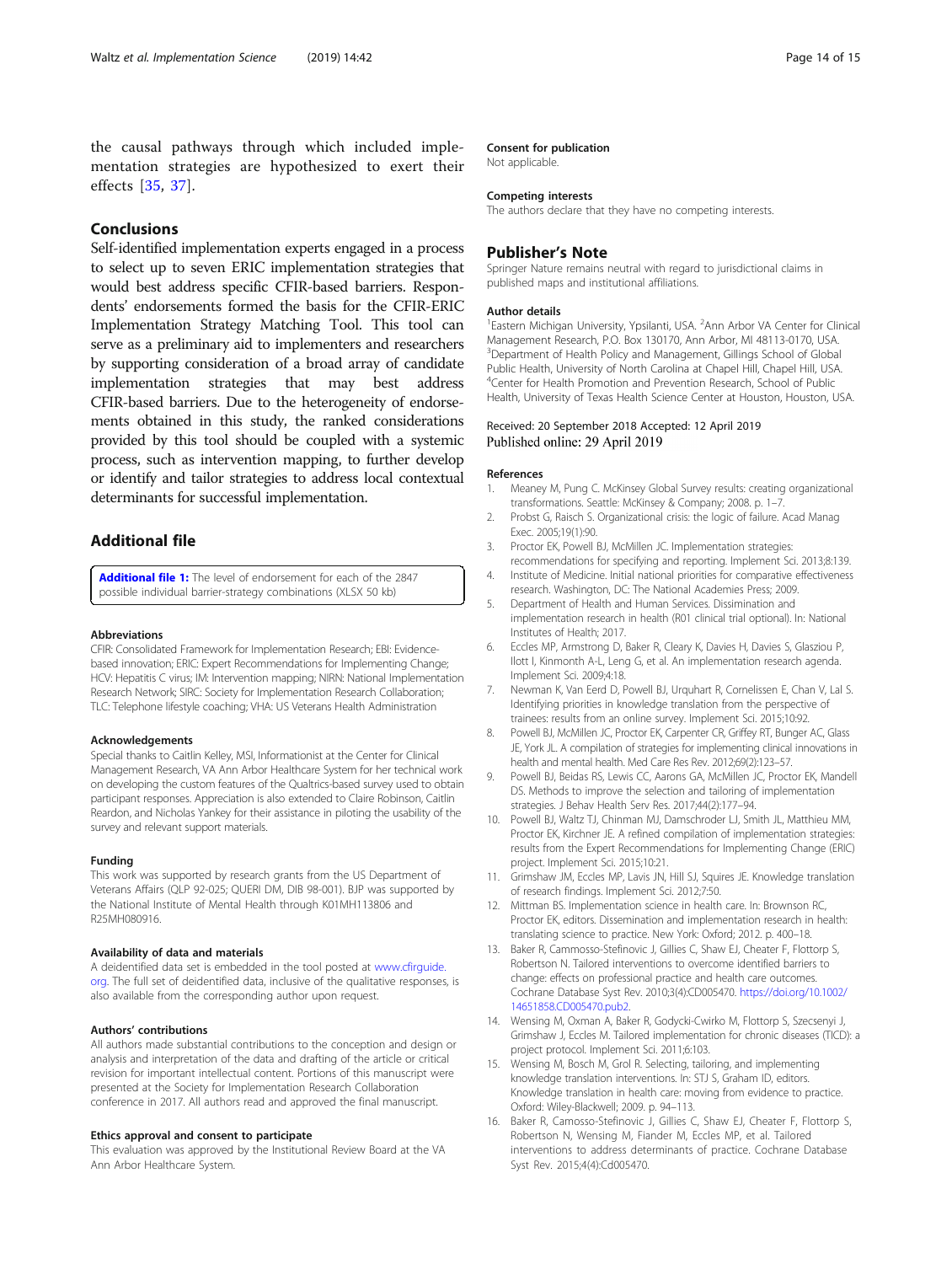the causal pathways through which included implementation strategies are hypothesized to exert their effects [35, 37].

## Conclusions

Self-identified implementation experts engaged in a process to select up to seven ERIC implementation strategies that would best address specific CFIR-based barriers. Respondents' endorsements formed the basis for the CFIR-ERIC Implementation Strategy Matching Tool. This tool can serve as a preliminary aid to implementers and researchers by supporting consideration of a broad array of candidate implementation strategies that may best address CFIR-based barriers. Due to the heterogeneity of endorsements obtained in this study, the ranked considerations provided by this tool should be coupled with a systemic process, such as intervention mapping, to further develop or identify and tailor strategies to address local contextual determinants for successful implementation.

## Additional file

**Additional file 1:** The level of endorsement for each of the 2847 possible individual barrier-strategy combinations (XLSX 50 kb)

### Abbreviations

CFIR: Consolidated Framework for Implementation Research; EBI: Evidence-based innovation; ERIC: Expert Recommendations for Implementing Change; HCV: Hepatitis C virus; IM: Intervention mapping; NIRN: National Implementation Research Network; SIRC: Society for Implementation Research Collaboration; TLC: Telephone lifestyle coaching; VHA: US Veterans Health Administration

### Acknowledgements

Special thanks to Caitlin Kelley, MSI, Informationist at the Center for Clinical Management Research, VA Ann Arbor Healthcare System for her technical work on developing the custom features of the Qualtrics-based survey used to obtain participant responses. Appreciation is also extended to Claire Robinson, Caitlin Reardon, and Nicholas Yankey for their assistance in piloting the usability of the survey and relevant support materials.

### Funding

This work was supported by research grants from the US Department of Veterans Affairs (QLP 92-025; QUERI DM, DIB 98-001). BJP was supported by the National Institute of Mental Health through K01MH113806 and R25MH080916.

### Availability of data and materials

A deidentified data set is embedded in the tool posted at www.cfirguide.org. The full set of deidentified data, inclusive of the qualitative responses, is also available from the corresponding author upon request.

### Authors' contributions

All authors made substantial contributions to the conception and design or analysis and interpretation of the data and drafting of the article or critical revision for important intellectual content. Portions of this manuscript were presented at the Society for Implementation Research Collaboration conference in 2017. All authors read and approved the final manuscript.

### Ethics approval and consent to participate

This evaluation was approved by the Institutional Review Board at the VA Ann Arbor Healthcare System.

### Consent for publication

Not applicable.

### Competing interests

The authors declare that they have no competing interests.

## Publisher's Note

Springer Nature remains neutral with regard to jurisdictional claims in published maps and institutional affiliations.

### Author details

[1]Eastern Michigan University, Ypsilanti, USA. [2]Ann Arbor VA Center for Clinical Management Research, P.O. Box 130170, Ann Arbor, MI 48113-0170, USA. [3]Department of Health Policy and Management, Gillings School of Global Public Health, University of North Carolina at Chapel Hill, Chapel Hill, USA. [4]Center for Health Promotion and Prevention Research, School of Public Health, University of Texas Health Science Center at Houston, Houston, USA.

Received: 20 September 2018 Accepted: 12 April 2019
Published online: 29 April 2019

### References

1. Meaney M, Pung C. McKinsey Global Survey results: creating organizational transformations. Seattle: McKinsey & Company; 2008. p. 1–7.
2. Probst G, Raisch S. Organizational crisis: the logic of failure. Acad Manag Exec. 2005;19(1):90.
3. Proctor EK, Powell BJ, McMillen JC. Implementation strategies: recommendations for specifying and reporting. Implement Sci. 2013;8:139.
4. Institute of Medicine. Initial national priorities for comparative effectiveness research. Washington, DC: The National Academies Press; 2009.
5. Department of Health and Human Services. Dissimination and implementation research in health (R01 clinical trial optional). In: National Institutes of Health; 2017.
6. Eccles MP, Armstrong D, Baker R, Cleary K, Davies H, Davies S, Glasziou P, Ilott I, Kinmonth A-L, Leng G, et al. An implementation research agenda. Implement Sci. 2009;4:18.
7. Newman K, Van Eerd D, Powell BJ, Urquhart R, Cornelissen E, Chan V, Lal S. Identifying priorities in knowledge translation from the perspective of trainees: results from an online survey. Implement Sci. 2015;10:92.
8. Powell BJ, McMillen JC, Proctor EK, Carpenter CR, Griffey RT, Bunger AC, Glass JE, York JL. A compilation of strategies for implementing clinical innovations in health and mental health. Med Care Res Rev. 2012;69(2):123–57.
9. Powell BJ, Beidas RS, Lewis CC, Aarons GA, McMillen JC, Proctor EK, Mandell DS. Methods to improve the selection and tailoring of implementation strategies. J Behav Health Serv Res. 2017;44(2):177–94.
10. Powell BJ, Waltz TJ, Chinman MJ, Damschroder LJ, Smith JL, Matthieu MM, Proctor EK, Kirchner JE. A refined compilation of implementation strategies: results from the Expert Recommendations for Implementing Change (ERIC) project. Implement Sci. 2015;10:21.
11. Grimshaw JM, Eccles MP, Lavis JN, Hill SJ, Squires JE. Knowledge translation of research findings. Implement Sci. 2012;7:50.
12. Mittman BS. Implementation science in health care. In: Brownson RC, Proctor EK, editors. Dissemination and implementation research in health: translating science to practice. New York: Oxford; 2012. p. 400–18.
13. Baker R, Cammosso-Stefinovic J, Gillies C, Shaw EJ, Cheater F, Flottorp S, Robertson N. Tailored interventions to overcome identified barriers to change: effects on professional practice and health care outcomes. Cochrane Database Syst Rev. 2010;3(4):CD005470. https://doi.org/10.1002/14651858.CD005470.pub2.
14. Wensing M, Oxman A, Baker R, Godycki-Cwirko M, Flottorp S, Szecsenyi J, Grimshaw J, Eccles M. Tailored implementation for chronic diseases (TICD): a project protocol. Implement Sci. 2011;6:103.
15. Wensing M, Bosch M, Grol R. Selecting, tailoring, and implementing knowledge translation interventions. In: STJ S, Graham ID, editors. Knowledge translation in health care: moving from evidence to practice. Oxford: Wiley-Blackwell; 2009. p. 94–113.
16. Baker R, Camosso-Stefinovic J, Gillies C, Shaw EJ, Cheater F, Flottorp S, Robertson N, Wensing M, Fiander M, Eccles MP, et al. Tailored interventions to address determinants of practice. Cochrane Database Syst Rev. 2015;4(4):Cd005470.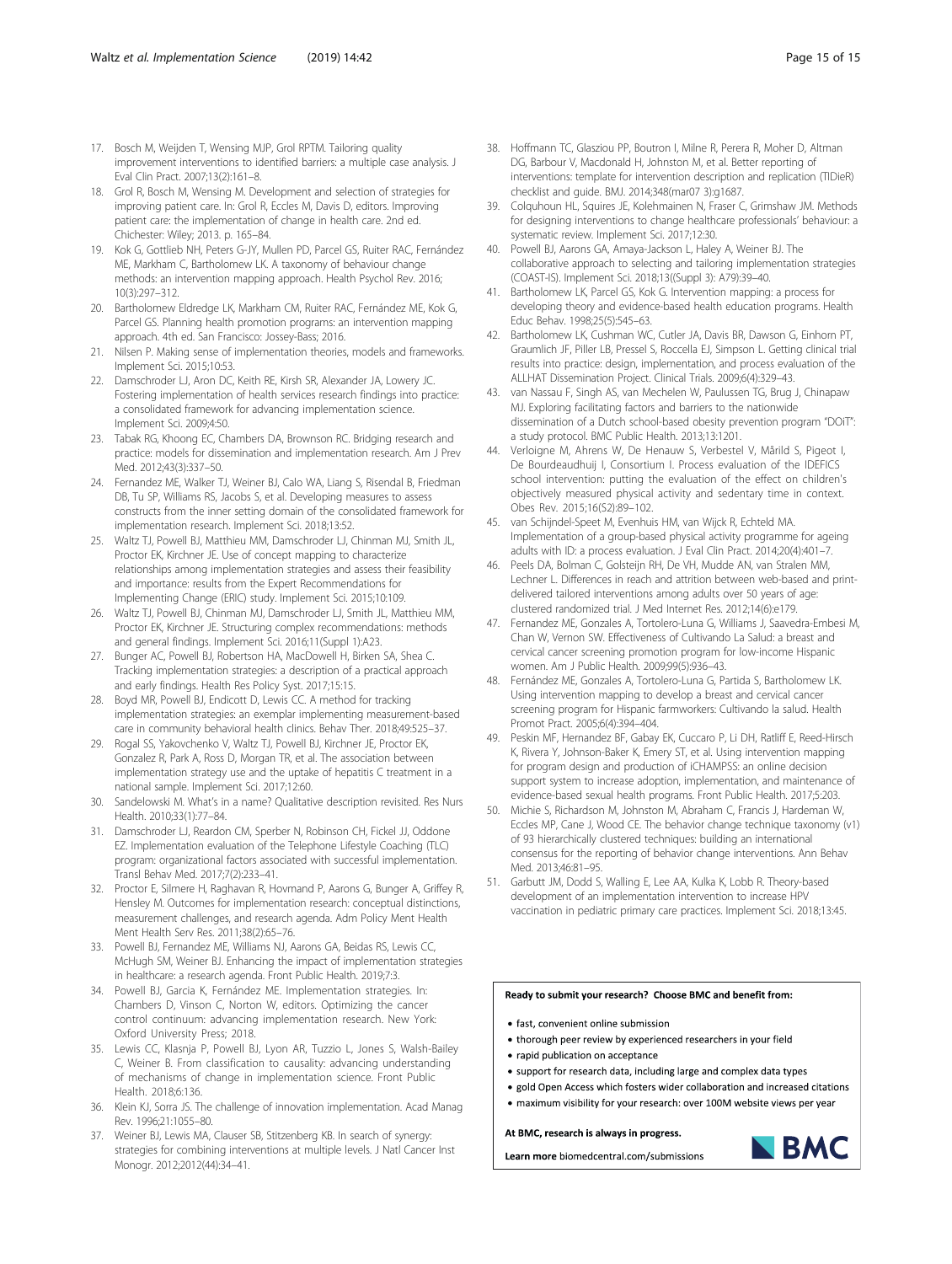17. Bosch M, Weijden T, Wensing MJP, Grol RPTM. Tailoring quality improvement interventions to identified barriers: a multiple case analysis. J Eval Clin Pract. 2007;13(2):161–8.
18. Grol R, Bosch M, Wensing M. Development and selection of strategies for improving patient care. In: Grol R, Eccles M, Davis D, editors. Improving patient care: the implementation of change in health care. 2nd ed. Chichester: Wiley; 2013. p. 165–84.
19. Kok G, Gottlieb NH, Peters G-JY, Mullen PD, Parcel GS, Ruiter RAC, Fernández ME, Markham C, Bartholomew LK. A taxonomy of behaviour change methods: an intervention mapping approach. Health Psychol Rev. 2016; 10(3):297–312.
20. Bartholomew Eldredge LK, Markham CM, Ruiter RAC, Fernández ME, Kok G, Parcel GS. Planning health promotion programs: an intervention mapping approach. 4th ed. San Francisco: Jossey-Bass; 2016.
21. Nilsen P. Making sense of implementation theories, models and frameworks. Implement Sci. 2015;10:53.
22. Damschroder LJ, Aron DC, Keith RE, Kirsh SR, Alexander JA, Lowery JC. Fostering implementation of health services research findings into practice: a consolidated framework for advancing implementation science. Implement Sci. 2009;4:50.
23. Tabak RG, Khoong EC, Chambers DA, Brownson RC. Bridging research and practice: models for dissemination and implementation research. Am J Prev Med. 2012;43(3):337–50.
24. Fernandez ME, Walker TJ, Weiner BJ, Calo WA, Liang S, Risendal B, Friedman DB, Tu SP, Williams RS, Jacobs S, et al. Developing measures to assess constructs from the inner setting domain of the consolidated framework for implementation research. Implement Sci. 2018;13:52.
25. Waltz TJ, Powell BJ, Matthieu MM, Damschroder LJ, Chinman MJ, Smith JL, Proctor EK, Kirchner JE. Use of concept mapping to characterize relationships among implementation strategies and assess their feasibility and importance: results from the Expert Recommendations for Implementing Change (ERIC) study. Implement Sci. 2015;10:109.
26. Waltz TJ, Powell BJ, Chinman MJ, Damschroder LJ, Smith JL, Matthieu MM, Proctor EK, Kirchner JE. Structuring complex recommendations: methods and general findings. Implement Sci. 2016;11(Suppl 1):A23.
27. Bunger AC, Powell BJ, Robertson HA, MacDowell H, Birken SA, Shea C. Tracking implementation strategies: a description of a practical approach and early findings. Health Res Policy Syst. 2017;15:15.
28. Boyd MR, Powell BJ, Endicott D, Lewis CC. A method for tracking implementation strategies: an exemplar implementing measurement-based care in community behavioral health clinics. Behav Ther. 2018;49:525–37.
29. Rogal SS, Yakovchenko V, Waltz TJ, Powell BJ, Kirchner JE, Proctor EK, Gonzalez R, Park A, Ross D, Morgan TR, et al. The association between implementation strategy use and the uptake of hepatitis C treatment in a national sample. Implement Sci. 2017;12:60.
30. Sandelowski M. What's in a name? Qualitative description revisited. Res Nurs Health. 2010;33(1):77–84.
31. Damschroder LJ, Reardon CM, Sperber N, Robinson CH, Fickel JJ, Oddone EZ. Implementation evaluation of the Telephone Lifestyle Coaching (TLC) program: organizational factors associated with successful implementation. Transl Behav Med. 2017;7(2):233–41.
32. Proctor E, Silmere H, Raghavan R, Hovmand P, Aarons G, Bunger A, Griffey R, Hensley M. Outcomes for implementation research: conceptual distinctions, measurement challenges, and research agenda. Adm Policy Ment Health Ment Health Serv Res. 2011;38(2):65–76.
33. Powell BJ, Fernandez ME, Williams NJ, Aarons GA, Beidas RS, Lewis CC, McHugh SM, Weiner BJ. Enhancing the impact of implementation strategies in healthcare: a research agenda. Front Public Health. 2019;7:3.
34. Powell BJ, Garcia K, Fernández ME. Implementation strategies. In: Chambers D, Vinson C, Norton W, editors. Optimizing the cancer control continuum: advancing implementation research. New York: Oxford University Press; 2018.
35. Lewis CC, Klasnja P, Powell BJ, Lyon AR, Tuzzio L, Jones S, Walsh-Bailey C, Weiner B. From classification to causality: advancing understanding of mechanisms of change in implementation science. Front Public Health. 2018;6:136.
36. Klein KJ, Sorra JS. The challenge of innovation implementation. Acad Manag Rev. 1996;21:1055–80.
37. Weiner BJ, Lewis MA, Clauser SB, Stitzenberg KB. In search of synergy: strategies for combining interventions at multiple levels. J Natl Cancer Inst Monogr. 2012;2012(44):34–41.
38. Hoffmann TC, Glasziou PP, Boutron I, Milne R, Perera R, Moher D, Altman DG, Barbour V, Macdonald H, Johnston M, et al. Better reporting of interventions: template for intervention description and replication (TIDieR) checklist and guide. BMJ. 2014;348(mar07 3):g1687.
39. Colquhoun HL, Squires JE, Kolehmainen N, Fraser C, Grimshaw JM. Methods for designing interventions to change healthcare professionals' behaviour: a systematic review. Implement Sci. 2017;12:30.
40. Powell BJ, Aarons GA, Amaya-Jackson L, Haley A, Weiner BJ. The collaborative approach to selecting and tailoring implementation strategies (COAST-IS). Implement Sci. 2018;13((Suppl 3): A79):39–40.
41. Bartholomew LK, Parcel GS, Kok G. Intervention mapping: a process for developing theory and evidence-based health education programs. Health Educ Behav. 1998;25(5):545–63.
42. Bartholomew LK, Cushman WC, Cutler JA, Davis BR, Dawson G, Einhorn PT, Graumlich JF, Piller LB, Pressel S, Roccella EJ, Simpson L. Getting clinical trial results into practice: design, implementation, and process evaluation of the ALLHAT Dissemination Project. Clinical Trials. 2009;6(4):329–43.
43. van Nassau F, Singh AS, van Mechelen W, Paulussen TG, Brug J, Chinapaw MJ. Exploring facilitating factors and barriers to the nationwide dissemination of a Dutch school-based obesity prevention program "DOiT": a study protocol. BMC Public Health. 2013;13:1201.
44. Verloigne M, Ahrens W, De Henauw S, Verbestel V, Mårild S, Pigeot I, De Bourdeaudhuij I, Consortium I. Process evaluation of the IDEFICS school intervention: putting the evaluation of the effect on children's objectively measured physical activity and sedentary time in context. Obes Rev. 2015;16(S2):89–102.
45. van Schijndel-Speet M, Evenhuis HM, van Wijck R, Echteld MA. Implementation of a group-based physical activity programme for ageing adults with ID: a process evaluation. J Eval Clin Pract. 2014;20(4):401–7.
46. Peels DA, Bolman C, Golsteijn RH, De VH, Mudde AN, van Stralen MM, Lechner L. Differences in reach and attrition between web-based and print-delivered tailored interventions among adults over 50 years of age: clustered randomized trial. J Med Internet Res. 2012;14(6):e179.
47. Fernandez ME, Gonzales A, Tortolero-Luna G, Williams J, Saavedra-Embesi M, Chan W, Vernon SW. Effectiveness of Cultivando La Salud: a breast and cervical cancer screening promotion program for low-income Hispanic women. Am J Public Health. 2009;99(5):936–43.
48. Fernández ME, Gonzales A, Tortolero-Luna G, Partida S, Bartholomew LK. Using intervention mapping to develop a breast and cervical cancer screening program for Hispanic farmworkers: Cultivando la salud. Health Promot Pract. 2005;6(4):394–404.
49. Peskin MF, Hernandez BF, Gabay EK, Cuccaro P, Li DH, Ratliff E, Reed-Hirsch K, Rivera Y, Johnson-Baker K, Emery ST, et al. Using intervention mapping for program design and production of iCHAMPSS: an online decision support system to increase adoption, implementation, and maintenance of evidence-based sexual health programs. Front Public Health. 2017;5:203.
50. Michie S, Richardson M, Johnston M, Abraham C, Francis J, Hardeman W, Eccles MP, Cane J, Wood CE. The behavior change technique taxonomy (v1) of 93 hierarchically clustered techniques: building an international consensus for the reporting of behavior change interventions. Ann Behav Med. 2013;46:81–95.
51. Garbutt JM, Dodd S, Walling E, Lee AA, Kulka K, Lobb R. Theory-based development of an implementation intervention to increase HPV vaccination in pediatric primary care practices. Implement Sci. 2018;13:45.

**Ready to submit your research? Choose BMC and benefit from:**

- fast, convenient online submission
- thorough peer review by experienced researchers in your field
- rapid publication on acceptance
- support for research data, including large and complex data types
- gold Open Access which fosters wider collaboration and increased citations
- maximum visibility for your research: over 100M website views per year

**At BMC, research is always in progress.**

**Learn more** biomedcentral.com/submissions

BMC